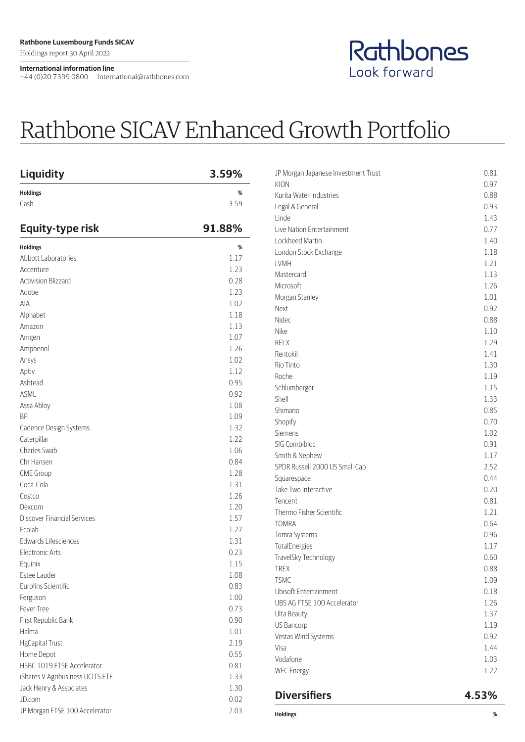**Rathbone Luxembourg Funds SICAV**
Holdings report 30 April 2022

**International information line**
+44 (0)20 7399 0800 international@rathbones.com

Rathbones
Look forward

# Rathbone SICAV Enhanced Growth Portfolio

## Liquidity 3.59%

| Holdings | % |
|---|---|
| Cash | 3.59 |

## Equity-type risk 91.88%

| Holdings | % |
|---|---|
| Abbott Laboratories | 1.17 |
| Accenture | 1.23 |
| Activision Blizzard | 0.28 |
| Adobe | 1.23 |
| AIA | 1.02 |
| Alphabet | 1.18 |
| Amazon | 1.13 |
| Amgen | 1.07 |
| Amphenol | 1.26 |
| Ansys | 1.02 |
| Aptiv | 1.12 |
| Ashtead | 0.95 |
| ASML | 0.92 |
| Assa Abloy | 1.08 |
| BP | 1.09 |
| Cadence Design Systems | 1.32 |
| Caterpillar | 1.22 |
| Charles Swab | 1.06 |
| Chr Hansen | 0.84 |
| CME Group | 1.28 |
| Coca-Cola | 1.31 |
| Costco | 1.26 |
| Dexcom | 1.20 |
| Discover Financial Services | 1.57 |
| Ecolab | 1.27 |
| Edwards Lifesciences | 1.31 |
| Electronic Arts | 0.23 |
| Equinix | 1.15 |
| Estee Lauder | 1.08 |
| Eurofins Scientific | 0.83 |
| Ferguson | 1.00 |
| Fever-Tree | 0.73 |
| First Republic Bank | 0.90 |
| Halma | 1.01 |
| HgCapital Trust | 2.19 |
| Home Depot | 0.55 |
| HSBC 1019 FTSE Accelerator | 0.81 |
| iShares V Agribusiness UCITS ETF | 1.33 |
| Jack Henry & Associates | 1.30 |
| JD.com | 0.02 |
| JP Morgan FTSE 100 Accelerator | 2.03 |
| JP Morgan Japanese Investment Trust | 0.81 |
| KION | 0.97 |
| Kurita Water Industries | 0.88 |
| Legal & General | 0.93 |
| Linde | 1.43 |
| Live Nation Entertainment | 0.77 |
| Lockheed Martin | 1.40 |
| London Stock Exchange | 1.18 |
| LVMH | 1.21 |
| Mastercard | 1.13 |
| Microsoft | 1.26 |
| Morgan Stanley | 1.01 |
| Next | 0.92 |
| Nidec | 0.88 |
| Nike | 1.10 |
| RELX | 1.29 |
| Rentokil | 1.41 |
| Rio Tinto | 1.30 |
| Roche | 1.19 |
| Schlumberger | 1.15 |
| Shell | 1.33 |
| Shimano | 0.85 |
| Shopify | 0.70 |
| Siemens | 1.02 |
| SIG Combibloc | 0.91 |
| Smith & Nephew | 1.17 |
| SPDR Russell 2000 US Small Cap | 2.52 |
| Squarespace | 0.44 |
| Take-Two Interactive | 0.20 |
| Tencent | 0.81 |
| Thermo Fisher Scientific | 1.21 |
| TOMRA | 0.64 |
| Tomra Systems | 0.96 |
| TotalEnergies | 1.17 |
| TravelSky Technology | 0.60 |
| TREX | 0.88 |
| TSMC | 1.09 |
| Ubisoft Entertainment | 0.18 |
| UBS AG FTSE 100 Accelerator | 1.26 |
| Ulta Beauty | 1.37 |
| US Bancorp | 1.19 |
| Vestas Wind Systems | 0.92 |
| Visa | 1.44 |
| Vodafone | 1.03 |
| WEC Energy | 1.22 |

## Diversifiers 4.53%

| Holdings | % |
|---|---|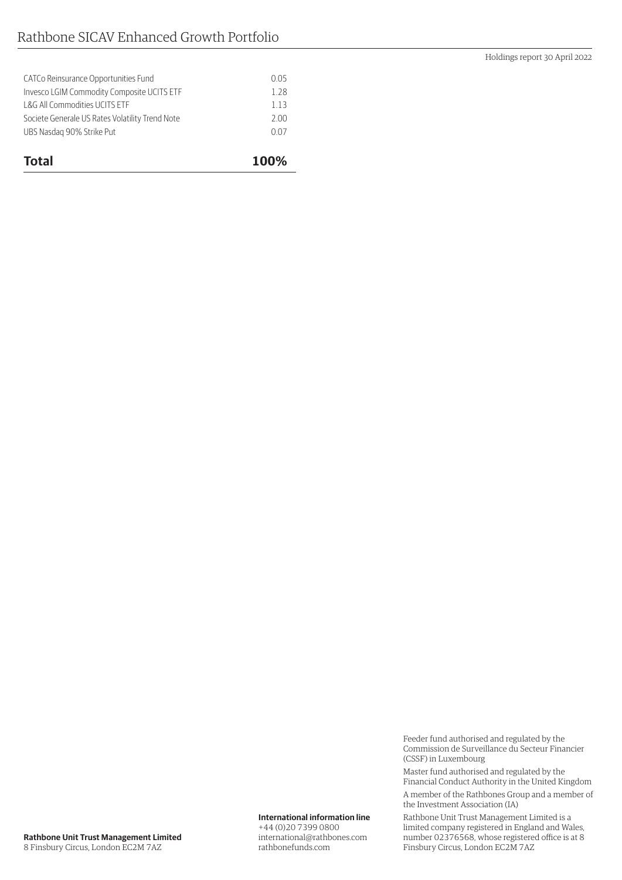| | |
|---|---|
| CATCo Reinsurance Opportunities Fund | 0.05 |
| Invesco LGIM Commodity Composite UCITS ETF | 1.28 |
| L&G All Commodities UCITS ETF | 1.13 |
| Societe Generale US Rates Volatility Trend Note | 2.00 |
| UBS Nasdaq 90% Strike Put | 0.07 |
| **Total** | **100%** |

Feeder fund authorised and regulated by the Commission de Surveillance du Secteur Financier (CSSF) in Luxembourg

Master fund authorised and regulated by the Financial Conduct Authority in the United Kingdom

A member of the Rathbones Group and a member of the Investment Association (IA)

Rathbone Unit Trust Management Limited is a limited company registered in England and Wales, number 02376568, whose registered office is at 8 Finsbury Circus, London EC2M 7AZ

**Rathbone Unit Trust Management Limited**
8 Finsbury Circus, London EC2M 7AZ

**International information line**
+44 (0)20 7399 0800
international@rathbones.com
rathbonefunds.com